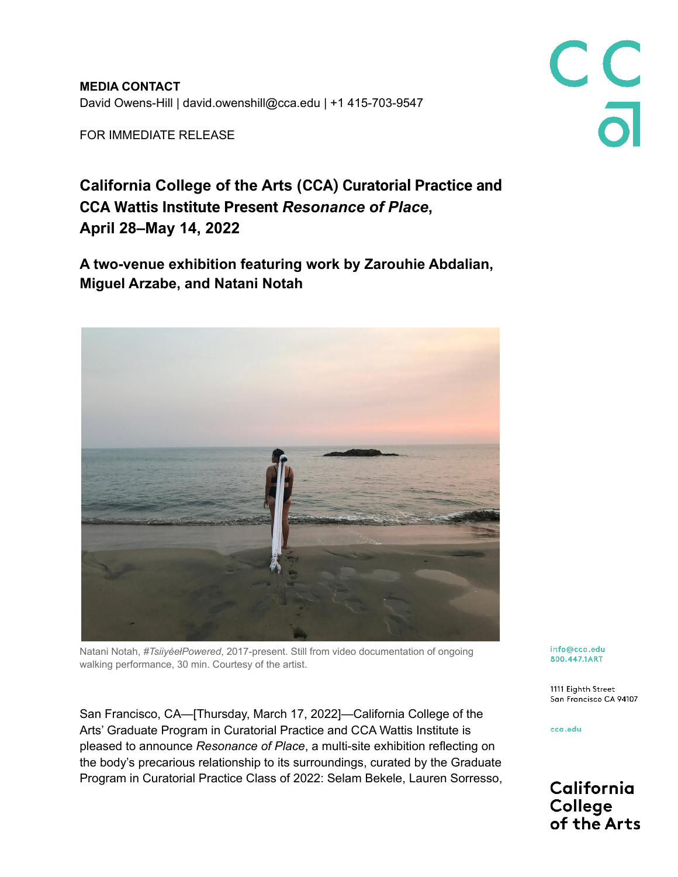**MEDIA CONTACT**
David Owens-Hill | david.owenshill@cca.edu | +1 415-703-9547

FOR IMMEDIATE RELEASE

# California College of the Arts (CCA) Curatorial Practice and CCA Wattis Institute Present *Resonance of Place*, April 28–May 14, 2022

## A two-venue exhibition featuring work by Zarouhie Abdalian, Miguel Arzabe, and Natani Notah

Natani Notah, *#TsiiyéełPowered*, 2017-present. Still from video documentation of ongoing walking performance, 30 min. Courtesy of the artist.

San Francisco, CA—[Thursday, March 17, 2022]—California College of the Arts' Graduate Program in Curatorial Practice and CCA Wattis Institute is pleased to announce *Resonance of Place*, a multi-site exhibition reflecting on the body's precarious relationship to its surroundings, curated by the Graduate Program in Curatorial Practice Class of 2022: Selam Bekele, Lauren Sorresso,

info@cca.edu
800.447.1ART

1111 Eighth Street
San Francisco CA 94107

cca.edu

California College of the Arts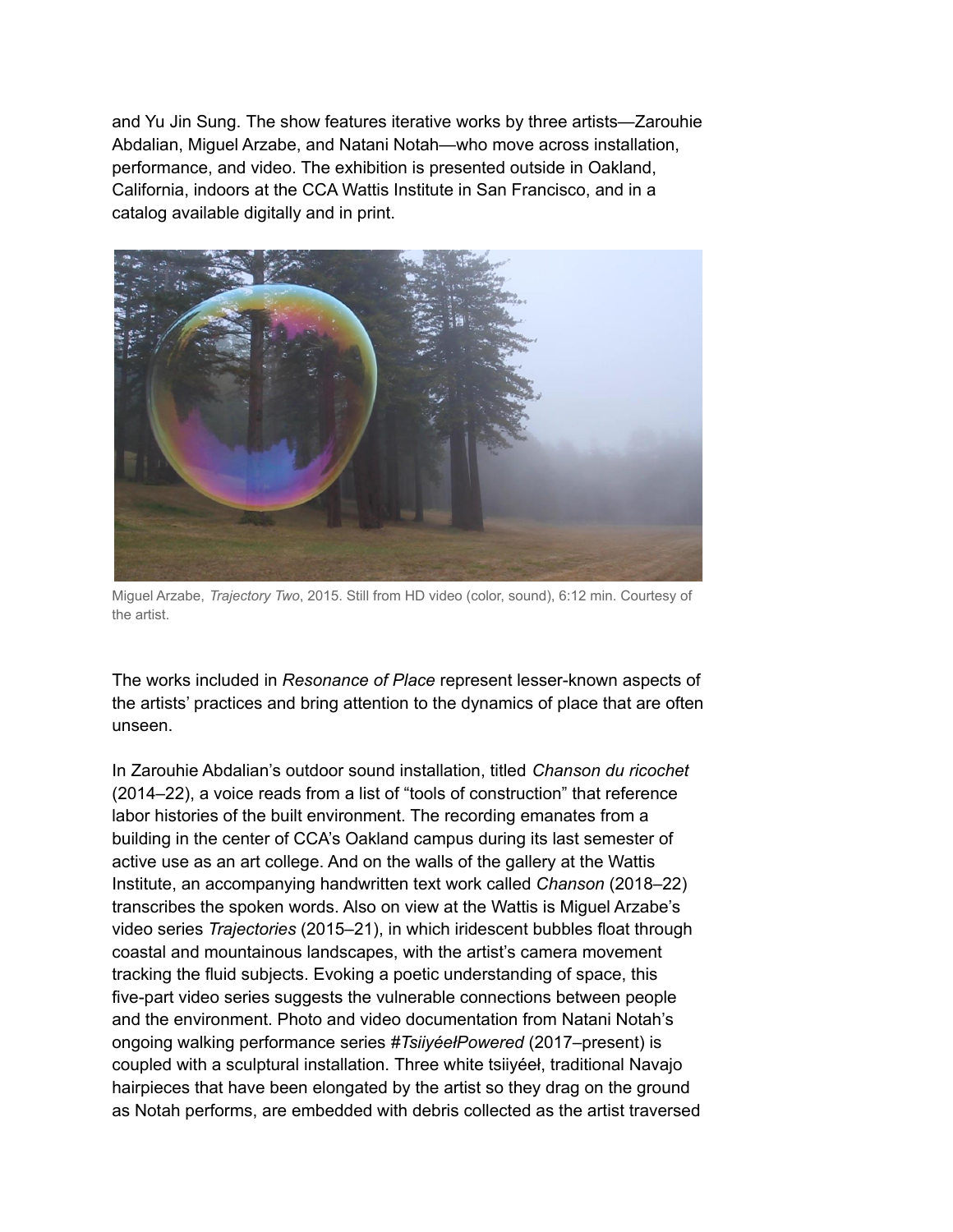and Yu Jin Sung. The show features iterative works by three artists—Zarouhie Abdalian, Miguel Arzabe, and Natani Notah—who move across installation, performance, and video. The exhibition is presented outside in Oakland, California, indoors at the CCA Wattis Institute in San Francisco, and in a catalog available digitally and in print.

Miguel Arzabe, *Trajectory Two*, 2015. Still from HD video (color, sound), 6:12 min. Courtesy of the artist.

The works included in *Resonance of Place* represent lesser-known aspects of the artists' practices and bring attention to the dynamics of place that are often unseen.

In Zarouhie Abdalian's outdoor sound installation, titled *Chanson du ricochet* (2014–22), a voice reads from a list of "tools of construction" that reference labor histories of the built environment. The recording emanates from a building in the center of CCA's Oakland campus during its last semester of active use as an art college. And on the walls of the gallery at the Wattis Institute, an accompanying handwritten text work called *Chanson* (2018–22) transcribes the spoken words. Also on view at the Wattis is Miguel Arzabe's video series *Trajectories* (2015–21), in which iridescent bubbles float through coastal and mountainous landscapes, with the artist's camera movement tracking the fluid subjects. Evoking a poetic understanding of space, this five-part video series suggests the vulnerable connections between people and the environment. Photo and video documentation from Natani Notah's ongoing walking performance series *#TsiiyéełPowered* (2017–present) is coupled with a sculptural installation. Three white tsiiyéeł, traditional Navajo hairpieces that have been elongated by the artist so they drag on the ground as Notah performs, are embedded with debris collected as the artist traversed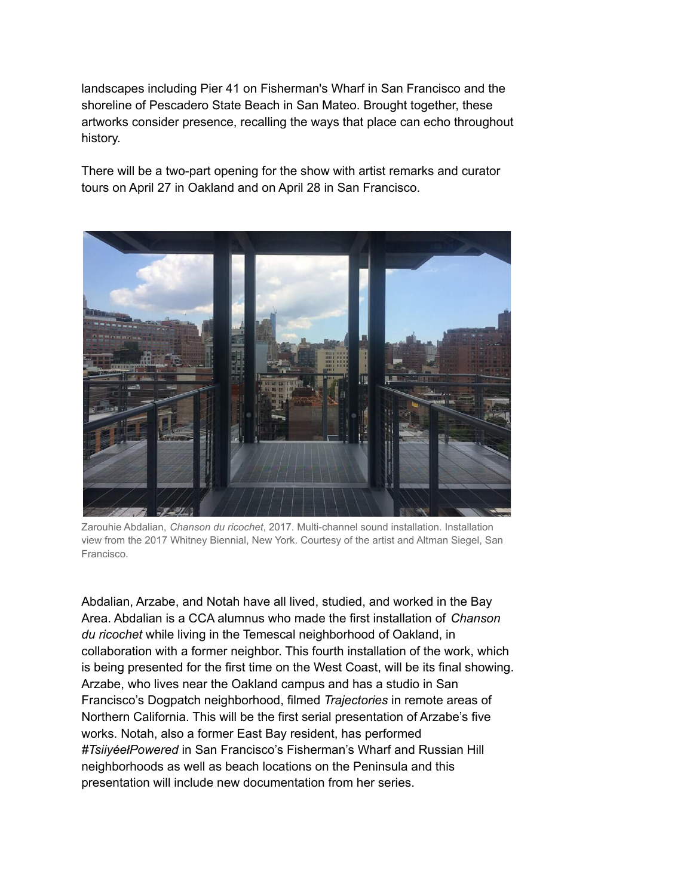landscapes including Pier 41 on Fisherman's Wharf in San Francisco and the shoreline of Pescadero State Beach in San Mateo. Brought together, these artworks consider presence, recalling the ways that place can echo throughout history.

There will be a two-part opening for the show with artist remarks and curator tours on April 27 in Oakland and on April 28 in San Francisco.

Zarouhie Abdalian, *Chanson du ricochet*, 2017. Multi-channel sound installation. Installation view from the 2017 Whitney Biennial, New York. Courtesy of the artist and Altman Siegel, San Francisco.

Abdalian, Arzabe, and Notah have all lived, studied, and worked in the Bay Area. Abdalian is a CCA alumnus who made the first installation of *Chanson du ricochet* while living in the Temescal neighborhood of Oakland, in collaboration with a former neighbor. This fourth installation of the work, which is being presented for the first time on the West Coast, will be its final showing. Arzabe, who lives near the Oakland campus and has a studio in San Francisco's Dogpatch neighborhood, filmed *Trajectories* in remote areas of Northern California. This will be the first serial presentation of Arzabe's five works. Notah, also a former East Bay resident, has performed #*TsiiyéełPowered* in San Francisco's Fisherman's Wharf and Russian Hill neighborhoods as well as beach locations on the Peninsula and this presentation will include new documentation from her series.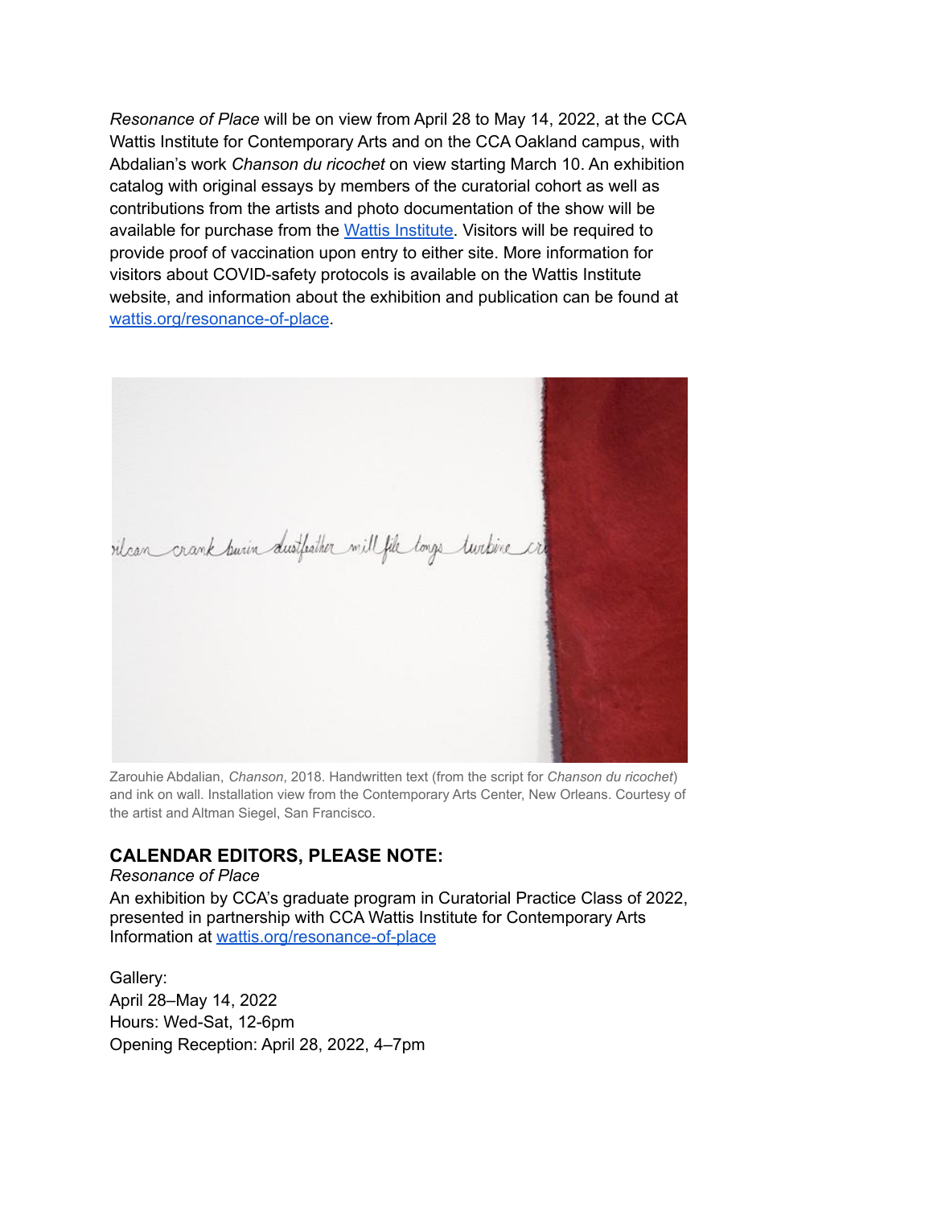*Resonance of Place* will be on view from April 28 to May 14, 2022, at the CCA Wattis Institute for Contemporary Arts and on the CCA Oakland campus, with Abdalian's work *Chanson du ricochet* on view starting March 10. An exhibition catalog with original essays by members of the curatorial cohort as well as contributions from the artists and photo documentation of the show will be available for purchase from the [Wattis Institute](). Visitors will be required to provide proof of vaccination upon entry to either site. More information for visitors about COVID-safety protocols is available on the Wattis Institute website, and information about the exhibition and publication can be found at [wattis.org/resonance-of-place]().

Zarouhie Abdalian, *Chanson*, 2018. Handwritten text (from the script for *Chanson du ricochet*) and ink on wall. Installation view from the Contemporary Arts Center, New Orleans. Courtesy of the artist and Altman Siegel, San Francisco.

## CALENDAR EDITORS, PLEASE NOTE:

*Resonance of Place*
An exhibition by CCA's graduate program in Curatorial Practice Class of 2022, presented in partnership with CCA Wattis Institute for Contemporary Arts
Information at [wattis.org/resonance-of-place]()

Gallery:
April 28–May 14, 2022
Hours: Wed-Sat, 12-6pm
Opening Reception: April 28, 2022, 4–7pm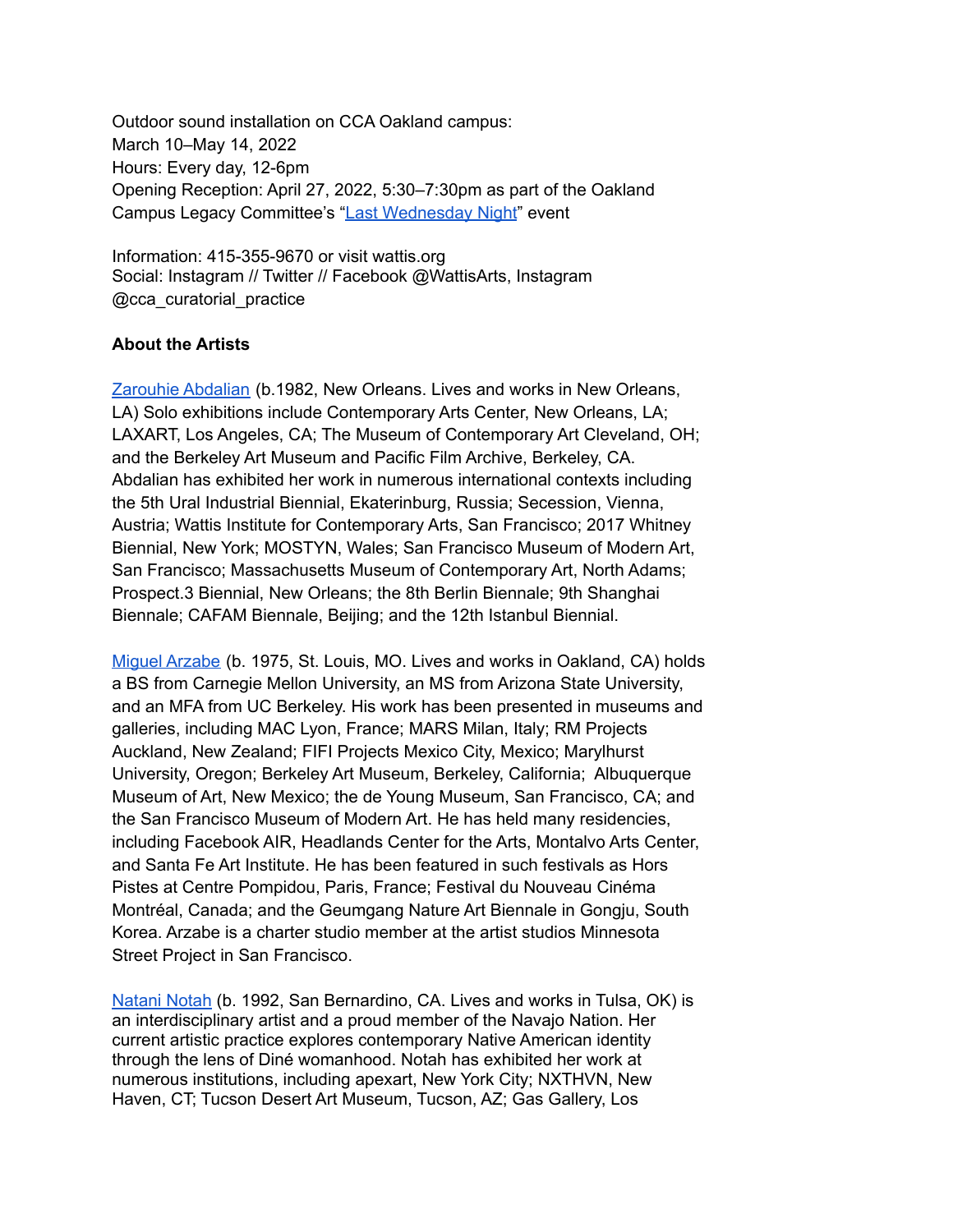Outdoor sound installation on CCA Oakland campus:
March 10–May 14, 2022
Hours: Every day, 12-6pm
Opening Reception: April 27, 2022, 5:30–7:30pm as part of the Oakland Campus Legacy Committee's "Last Wednesday Night" event

Information: 415-355-9670 or visit wattis.org
Social: Instagram // Twitter // Facebook @WattisArts, Instagram @cca_curatorial_practice

**About the Artists**

Zarouhie Abdalian (b.1982, New Orleans. Lives and works in New Orleans, LA) Solo exhibitions include Contemporary Arts Center, New Orleans, LA; LAXART, Los Angeles, CA; The Museum of Contemporary Art Cleveland, OH; and the Berkeley Art Museum and Pacific Film Archive, Berkeley, CA. Abdalian has exhibited her work in numerous international contexts including the 5th Ural Industrial Biennial, Ekaterinburg, Russia; Secession, Vienna, Austria; Wattis Institute for Contemporary Arts, San Francisco; 2017 Whitney Biennial, New York; MOSTYN, Wales; San Francisco Museum of Modern Art, San Francisco; Massachusetts Museum of Contemporary Art, North Adams; Prospect.3 Biennial, New Orleans; the 8th Berlin Biennale; 9th Shanghai Biennale; CAFAM Biennale, Beijing; and the 12th Istanbul Biennial.

Miguel Arzabe (b. 1975, St. Louis, MO. Lives and works in Oakland, CA) holds a BS from Carnegie Mellon University, an MS from Arizona State University, and an MFA from UC Berkeley. His work has been presented in museums and galleries, including MAC Lyon, France; MARS Milan, Italy; RM Projects Auckland, New Zealand; FIFI Projects Mexico City, Mexico; Marylhurst University, Oregon; Berkeley Art Museum, Berkeley, California; Albuquerque Museum of Art, New Mexico; the de Young Museum, San Francisco, CA; and the San Francisco Museum of Modern Art. He has held many residencies, including Facebook AIR, Headlands Center for the Arts, Montalvo Arts Center, and Santa Fe Art Institute. He has been featured in such festivals as Hors Pistes at Centre Pompidou, Paris, France; Festival du Nouveau Cinéma Montréal, Canada; and the Geumgang Nature Art Biennale in Gongju, South Korea. Arzabe is a charter studio member at the artist studios Minnesota Street Project in San Francisco.

Natani Notah (b. 1992, San Bernardino, CA. Lives and works in Tulsa, OK) is an interdisciplinary artist and a proud member of the Navajo Nation. Her current artistic practice explores contemporary Native American identity through the lens of Diné womanhood. Notah has exhibited her work at numerous institutions, including apexart, New York City; NXTHVN, New Haven, CT; Tucson Desert Art Museum, Tucson, AZ; Gas Gallery, Los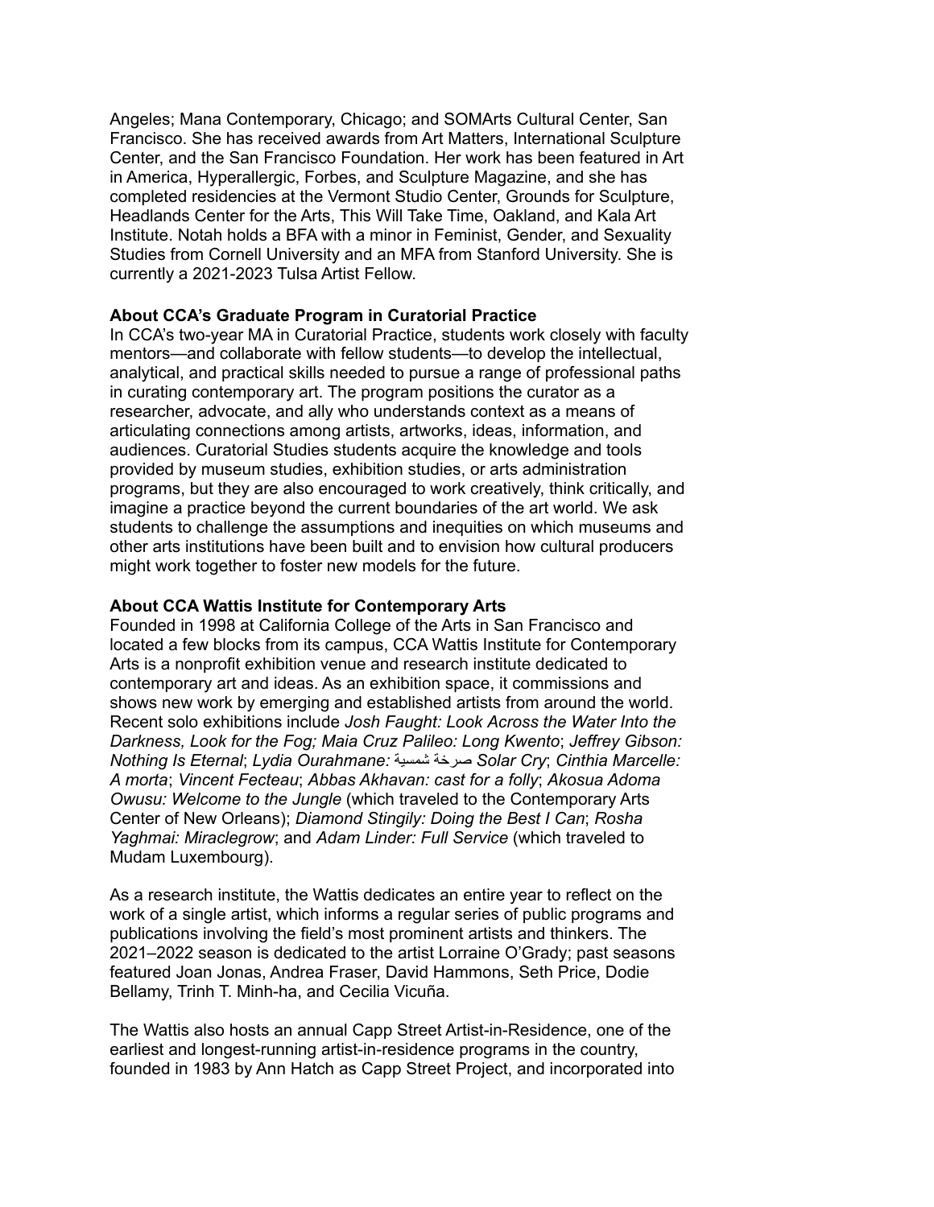Angeles; Mana Contemporary, Chicago; and SOMArts Cultural Center, San Francisco. She has received awards from Art Matters, International Sculpture Center, and the San Francisco Foundation. Her work has been featured in Art in America, Hyperallergic, Forbes, and Sculpture Magazine, and she has completed residencies at the Vermont Studio Center, Grounds for Sculpture, Headlands Center for the Arts, This Will Take Time, Oakland, and Kala Art Institute. Notah holds a BFA with a minor in Feminist, Gender, and Sexuality Studies from Cornell University and an MFA from Stanford University. She is currently a 2021-2023 Tulsa Artist Fellow.

**About CCA's Graduate Program in Curatorial Practice**
In CCA's two-year MA in Curatorial Practice, students work closely with faculty mentors—and collaborate with fellow students—to develop the intellectual, analytical, and practical skills needed to pursue a range of professional paths in curating contemporary art. The program positions the curator as a researcher, advocate, and ally who understands context as a means of articulating connections among artists, artworks, ideas, information, and audiences. Curatorial Studies students acquire the knowledge and tools provided by museum studies, exhibition studies, or arts administration programs, but they are also encouraged to work creatively, think critically, and imagine a practice beyond the current boundaries of the art world. We ask students to challenge the assumptions and inequities on which museums and other arts institutions have been built and to envision how cultural producers might work together to foster new models for the future.

**About CCA Wattis Institute for Contemporary Arts**
Founded in 1998 at California College of the Arts in San Francisco and located a few blocks from its campus, CCA Wattis Institute for Contemporary Arts is a nonprofit exhibition venue and research institute dedicated to contemporary art and ideas. As an exhibition space, it commissions and shows new work by emerging and established artists from around the world. Recent solo exhibitions include *Josh Faught: Look Across the Water Into the Darkness, Look for the Fog; Maia Cruz Palileo: Long Kwento*; *Jeffrey Gibson: Nothing Is Eternal*; *Lydia Ourahmane: صرخة شمسية Solar Cry*; *Cinthia Marcelle: A morta*; *Vincent Fecteau*; *Abbas Akhavan: cast for a folly*; *Akosua Adoma Owusu: Welcome to the Jungle* (which traveled to the Contemporary Arts Center of New Orleans); *Diamond Stingily: Doing the Best I Can*; *Rosha Yaghmai: Miraclegrow*; and *Adam Linder: Full Service* (which traveled to Mudam Luxembourg).

As a research institute, the Wattis dedicates an entire year to reflect on the work of a single artist, which informs a regular series of public programs and publications involving the field's most prominent artists and thinkers. The 2021–2022 season is dedicated to the artist Lorraine O'Grady; past seasons featured Joan Jonas, Andrea Fraser, David Hammons, Seth Price, Dodie Bellamy, Trinh T. Minh-ha, and Cecilia Vicuña.

The Wattis also hosts an annual Capp Street Artist-in-Residence, one of the earliest and longest-running artist-in-residence programs in the country, founded in 1983 by Ann Hatch as Capp Street Project, and incorporated into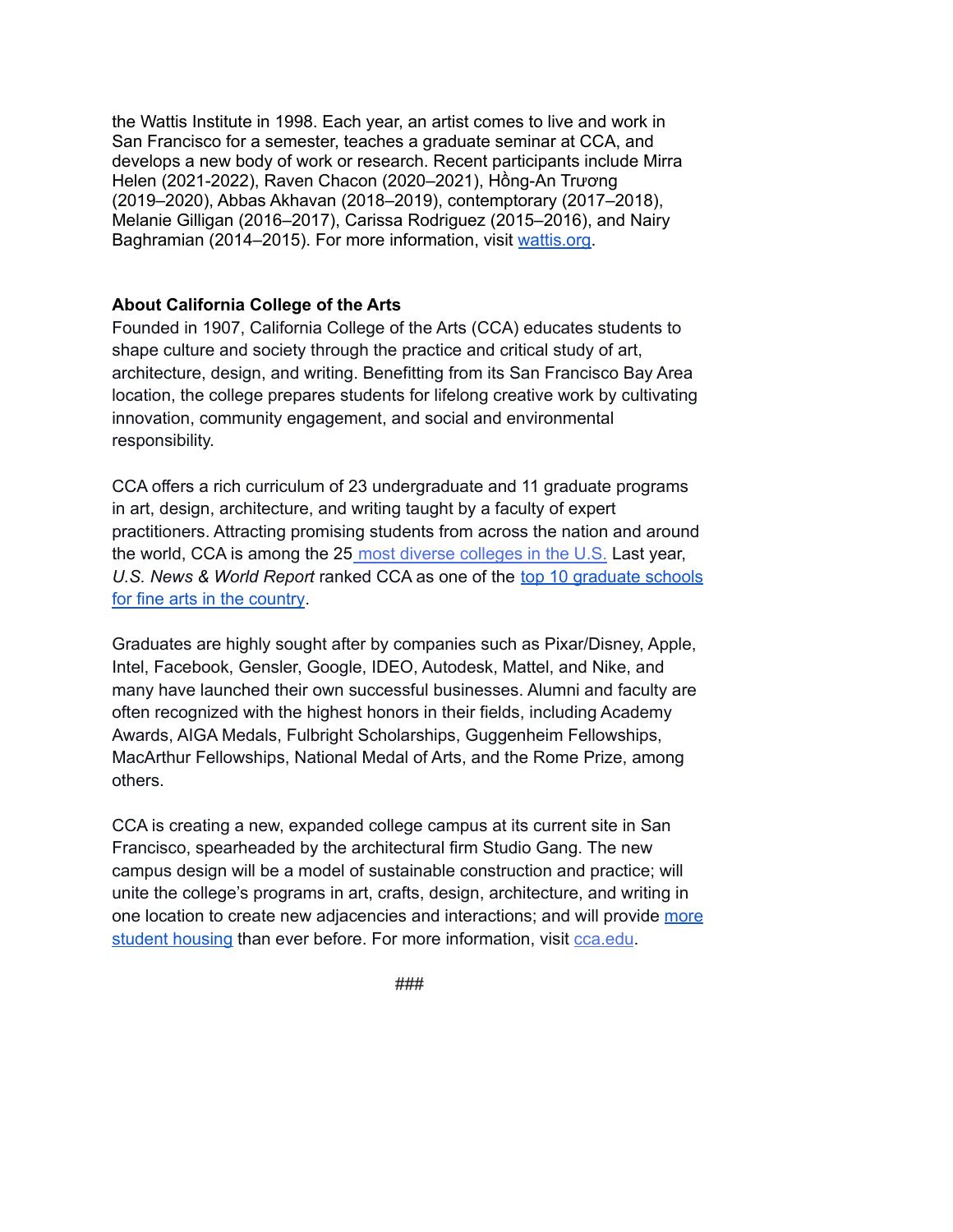the Wattis Institute in 1998. Each year, an artist comes to live and work in San Francisco for a semester, teaches a graduate seminar at CCA, and develops a new body of work or research. Recent participants include Mirra Helen (2021-2022), Raven Chacon (2020–2021), Hồng-An Trương (2019–2020), Abbas Akhavan (2018–2019), contemptorary (2017–2018), Melanie Gilligan (2016–2017), Carissa Rodriguez (2015–2016), and Nairy Baghramian (2014–2015). For more information, visit wattis.org.

**About California College of the Arts**

Founded in 1907, California College of the Arts (CCA) educates students to shape culture and society through the practice and critical study of art, architecture, design, and writing. Benefitting from its San Francisco Bay Area location, the college prepares students for lifelong creative work by cultivating innovation, community engagement, and social and environmental responsibility.

CCA offers a rich curriculum of 23 undergraduate and 11 graduate programs in art, design, architecture, and writing taught by a faculty of expert practitioners. Attracting promising students from across the nation and around the world, CCA is among the 25 most diverse colleges in the U.S. Last year, *U.S. News & World Report* ranked CCA as one of the top 10 graduate schools for fine arts in the country.

Graduates are highly sought after by companies such as Pixar/Disney, Apple, Intel, Facebook, Gensler, Google, IDEO, Autodesk, Mattel, and Nike, and many have launched their own successful businesses. Alumni and faculty are often recognized with the highest honors in their fields, including Academy Awards, AIGA Medals, Fulbright Scholarships, Guggenheim Fellowships, MacArthur Fellowships, National Medal of Arts, and the Rome Prize, among others.

CCA is creating a new, expanded college campus at its current site in San Francisco, spearheaded by the architectural firm Studio Gang. The new campus design will be a model of sustainable construction and practice; will unite the college's programs in art, crafts, design, architecture, and writing in one location to create new adjacencies and interactions; and will provide more student housing than ever before. For more information, visit cca.edu.

###